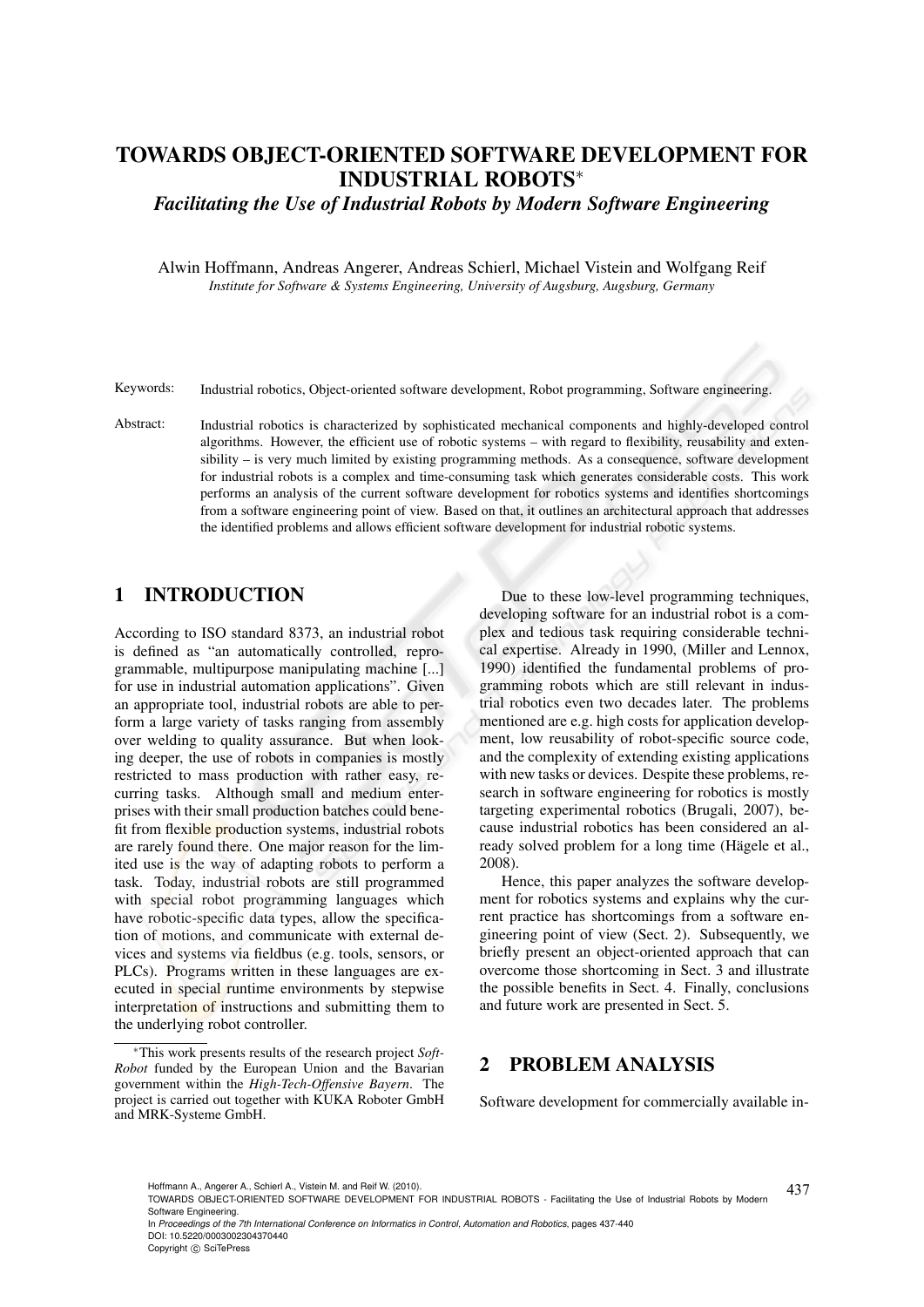# TOWARDS OBJECT-ORIENTED SOFTWARE DEVELOPMENT FOR INDUSTRIAL ROBOTS*

## *Facilitating the Use of Industrial Robots by Modern Software Engineering*

Alwin Hoffmann, Andreas Angerer, Andreas Schierl, Michael Vistein and Wolfgang Reif

*Institute for Software & Systems Engineering, University of Augsburg, Augsburg, Germany*

Keywords: Industrial robotics, Object-oriented software development, Robot programming, Software engineering.

Abstract: Industrial robotics is characterized by sophisticated mechanical components and highly-developed control algorithms. However, the efficient use of robotic systems – with regard to flexibility, reusability and extensibility – is very much limited by existing programming methods. As a consequence, software development for industrial robots is a complex and time-consuming task which generates considerable costs. This work performs an analysis of the current software development for robotics systems and identifies shortcomings from a software engineering point of view. Based on that, it outlines an architectural approach that addresses the identified problems and allows efficient software development for industrial robotic systems.

## 1 INTRODUCTION

According to ISO standard 8373, an industrial robot is defined as "an automatically controlled, reprogrammable, multipurpose manipulating machine [...] for use in industrial automation applications". Given an appropriate tool, industrial robots are able to perform a large variety of tasks ranging from assembly over welding to quality assurance. But when looking deeper, the use of robots in companies is mostly restricted to mass production with rather easy, recurring tasks. Although small and medium enterprises with their small production batches could benefit from flexible production systems, industrial robots are rarely found there. One major reason for the limited use is the way of adapting robots to perform a task. Today, industrial robots are still programmed with special robot programming languages which have robotic-specific data types, allow the specification of motions, and communicate with external devices and systems via fieldbus (e.g. tools, sensors, or PLCs). Programs written in these languages are executed in special runtime environments by stepwise interpretation of instructions and submitting them to the underlying robot controller.

Due to these low-level programming techniques, developing software for an industrial robot is a complex and tedious task requiring considerable technical expertise. Already in 1990, (Miller and Lennox, 1990) identified the fundamental problems of programming robots which are still relevant in industrial robotics even two decades later. The problems mentioned are e.g. high costs for application development, low reusability of robot-specific source code, and the complexity of extending existing applications with new tasks or devices. Despite these problems, research in software engineering for robotics is mostly targeting experimental robotics (Brugali, 2007), because industrial robotics has been considered an already solved problem for a long time (Hägele et al., 2008).

Hence, this paper analyzes the software development for robotics systems and explains why the current practice has shortcomings from a software engineering point of view (Sect. 2). Subsequently, we briefly present an object-oriented approach that can overcome those shortcoming in Sect. 3 and illustrate the possible benefits in Sect. 4. Finally, conclusions and future work are presented in Sect. 5.

## 2 PROBLEM ANALYSIS

Software development for commercially available in-

---

*This work presents results of the research project *Soft-Robot* funded by the European Union and the Bavarian government within the *High-Tech-Offensive Bayern*. The project is carried out together with KUKA Roboter GmbH and MRK-Systeme GmbH.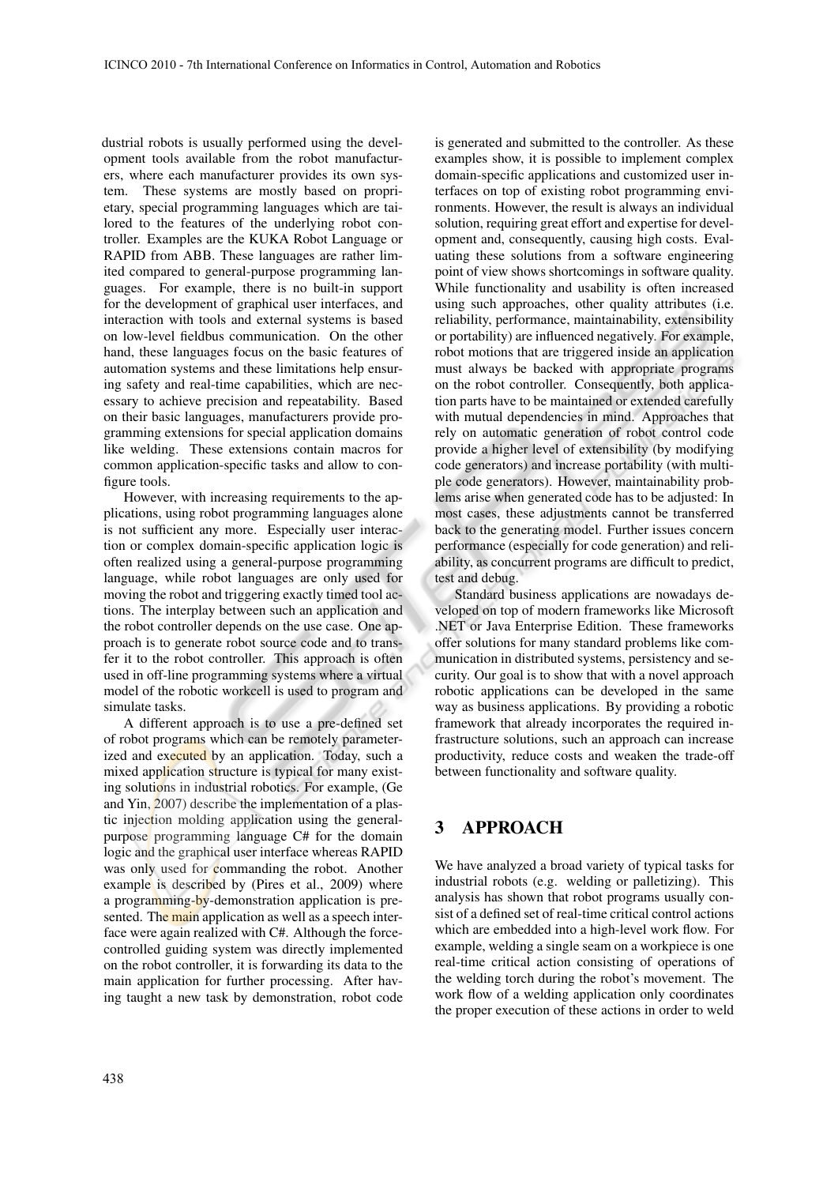dustrial robots is usually performed using the development tools available from the robot manufacturers, where each manufacturer provides its own system. These systems are mostly based on proprietary, special programming languages which are tailored to the features of the underlying robot controller. Examples are the KUKA Robot Language or RAPID from ABB. These languages are rather limited compared to general-purpose programming languages. For example, there is no built-in support for the development of graphical user interfaces, and interaction with tools and external systems is based on low-level fieldbus communication. On the other hand, these languages focus on the basic features of automation systems and these limitations help ensuring safety and real-time capabilities, which are necessary to achieve precision and repeatability. Based on their basic languages, manufacturers provide programming extensions for special application domains like welding. These extensions contain macros for common application-specific tasks and allow to configure tools.

However, with increasing requirements to the applications, using robot programming languages alone is not sufficient any more. Especially user interaction or complex domain-specific application logic is often realized using a general-purpose programming language, while robot languages are only used for moving the robot and triggering exactly timed tool actions. The interplay between such an application and the robot controller depends on the use case. One approach is to generate robot source code and to transfer it to the robot controller. This approach is often used in off-line programming systems where a virtual model of the robotic workcell is used to program and simulate tasks.

A different approach is to use a pre-defined set of robot programs which can be remotely parameterized and executed by an application. Today, such a mixed application structure is typical for many existing solutions in industrial robotics. For example, (Ge and Yin, 2007) describe the implementation of a plastic injection molding application using the general-purpose programming language C# for the domain logic and the graphical user interface whereas RAPID was only used for commanding the robot. Another example is described by (Pires et al., 2009) where a programming-by-demonstration application is presented. The main application as well as a speech interface were again realized with C#. Although the force-controlled guiding system was directly implemented on the robot controller, it is forwarding its data to the main application for further processing. After having taught a new task by demonstration, robot code is generated and submitted to the controller. As these examples show, it is possible to implement complex domain-specific applications and customized user interfaces on top of existing robot programming environments. However, the result is always an individual solution, requiring great effort and expertise for development and, consequently, causing high costs. Evaluating these solutions from a software engineering point of view shows shortcomings in software quality. While functionality and usability is often increased using such approaches, other quality attributes (i.e. reliability, performance, maintainability, extensibility or portability) are influenced negatively. For example, robot motions that are triggered inside an application must always be backed with appropriate programs on the robot controller. Consequently, both application parts have to be maintained or extended carefully with mutual dependencies in mind. Approaches that rely on automatic generation of robot control code provide a higher level of extensibility (by modifying code generators) and increase portability (with multiple code generators). However, maintainability problems arise when generated code has to be adjusted: In most cases, these adjustments cannot be transferred back to the generating model. Further issues concern performance (especially for code generation) and reliability, as concurrent programs are difficult to predict, test and debug.

Standard business applications are nowadays developed on top of modern frameworks like Microsoft .NET or Java Enterprise Edition. These frameworks offer solutions for many standard problems like communication in distributed systems, persistency and security. Our goal is to show that with a novel approach robotic applications can be developed in the same way as business applications. By providing a robotic framework that already incorporates the required infrastructure solutions, such an approach can increase productivity, reduce costs and weaken the trade-off between functionality and software quality.

## 3 APPROACH

We have analyzed a broad variety of typical tasks for industrial robots (e.g. welding or palletizing). This analysis has shown that robot programs usually consist of a defined set of real-time critical control actions which are embedded into a high-level work flow. For example, welding a single seam on a workpiece is one real-time critical action consisting of operations of the welding torch during the robot's movement. The work flow of a welding application only coordinates the proper execution of these actions in order to weld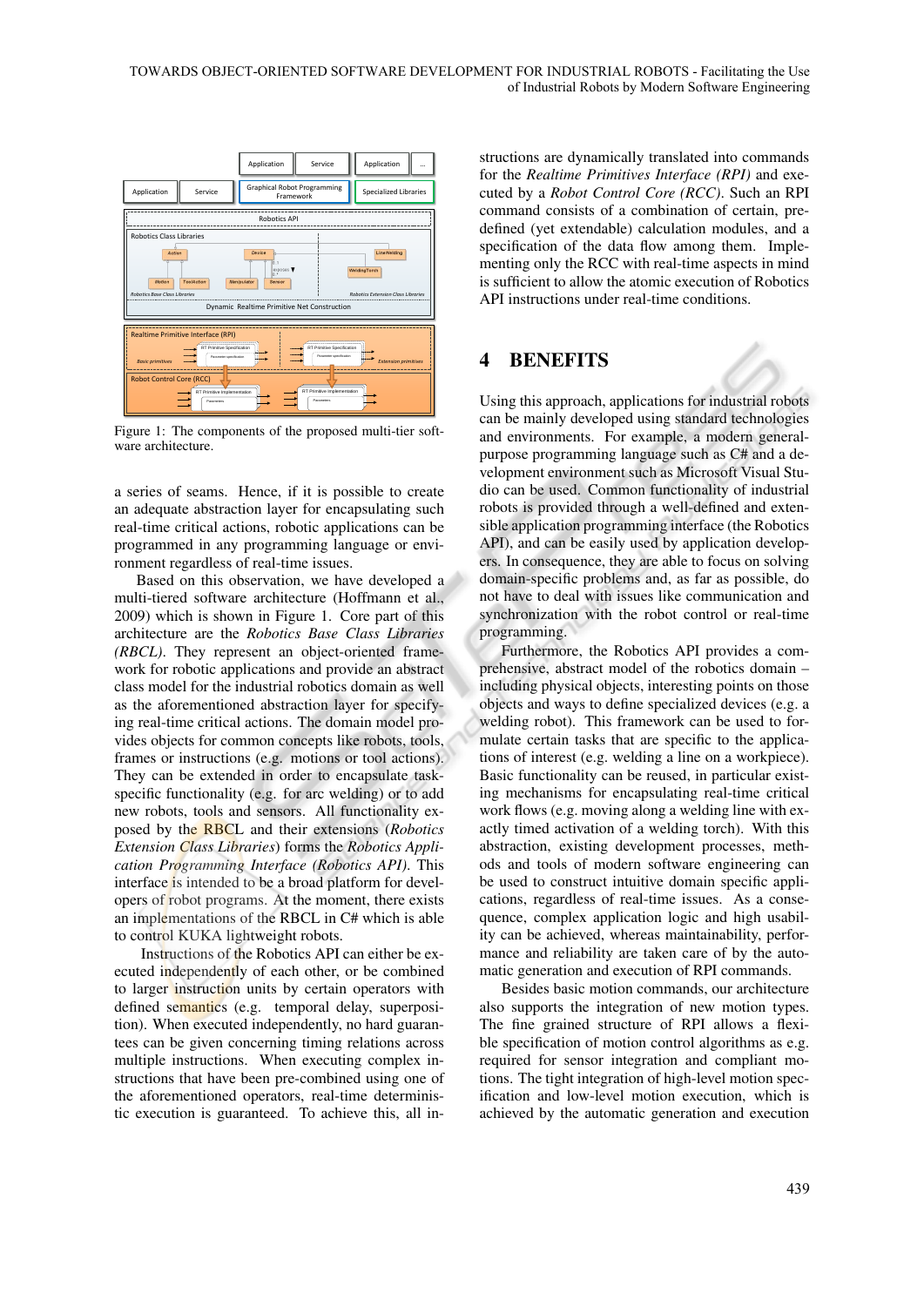Figure 1: The components of the proposed multi-tier software architecture.

a series of seams. Hence, if it is possible to create an adequate abstraction layer for encapsulating such real-time critical actions, robotic applications can be programmed in any programming language or environment regardless of real-time issues.

Based on this observation, we have developed a multi-tiered software architecture (Hoffmann et al., 2009) which is shown in Figure 1. Core part of this architecture are the *Robotics Base Class Libraries (RBCL)*. They represent an object-oriented framework for robotic applications and provide an abstract class model for the industrial robotics domain as well as the aforementioned abstraction layer for specifying real-time critical actions. The domain model provides objects for common concepts like robots, tools, frames or instructions (e.g. motions or tool actions). They can be extended in order to encapsulate task-specific functionality (e.g. for arc welding) or to add new robots, tools and sensors. All functionality exposed by the RBCL and their extensions (*Robotics Extension Class Libraries*) forms the *Robotics Application Programming Interface (Robotics API)*. This interface is intended to be a broad platform for developers of robot programs. At the moment, there exists an implementations of the RBCL in C# which is able to control KUKA lightweight robots.

Instructions of the Robotics API can either be executed independently of each other, or be combined to larger instruction units by certain operators with defined semantics (e.g. temporal delay, superposition). When executed independently, no hard guarantees can be given concerning timing relations across multiple instructions. When executing complex instructions that have been pre-combined using one of the aforementioned operators, real-time deterministic execution is guaranteed. To achieve this, all instructions are dynamically translated into commands for the *Realtime Primitives Interface (RPI)* and executed by a *Robot Control Core (RCC)*. Such an RPI command consists of a combination of certain, predefined (yet extendable) calculation modules, and a specification of the data flow among them. Implementing only the RCC with real-time aspects in mind is sufficient to allow the atomic execution of Robotics API instructions under real-time conditions.

## 4 BENEFITS

Using this approach, applications for industrial robots can be mainly developed using standard technologies and environments. For example, a modern general-purpose programming language such as C# and a development environment such as Microsoft Visual Studio can be used. Common functionality of industrial robots is provided through a well-defined and extensible application programming interface (the Robotics API), and can be easily used by application developers. In consequence, they are able to focus on solving domain-specific problems and, as far as possible, do not have to deal with issues like communication and synchronization with the robot control or real-time programming.

Furthermore, the Robotics API provides a comprehensive, abstract model of the robotics domain – including physical objects, interesting points on those objects and ways to define specialized devices (e.g. a welding robot). This framework can be used to formulate certain tasks that are specific to the applications of interest (e.g. welding a line on a workpiece). Basic functionality can be reused, in particular existing mechanisms for encapsulating real-time critical work flows (e.g. moving along a welding line with exactly timed activation of a welding torch). With this abstraction, existing development processes, methods and tools of modern software engineering can be used to construct intuitive domain specific applications, regardless of real-time issues. As a consequence, complex application logic and high usability can be achieved, whereas maintainability, performance and reliability are taken care of by the automatic generation and execution of RPI commands.

Besides basic motion commands, our architecture also supports the integration of new motion types. The fine grained structure of RPI allows a flexible specification of motion control algorithms as e.g. required for sensor integration and compliant motions. The tight integration of high-level motion specification and low-level motion execution, which is achieved by the automatic generation and execution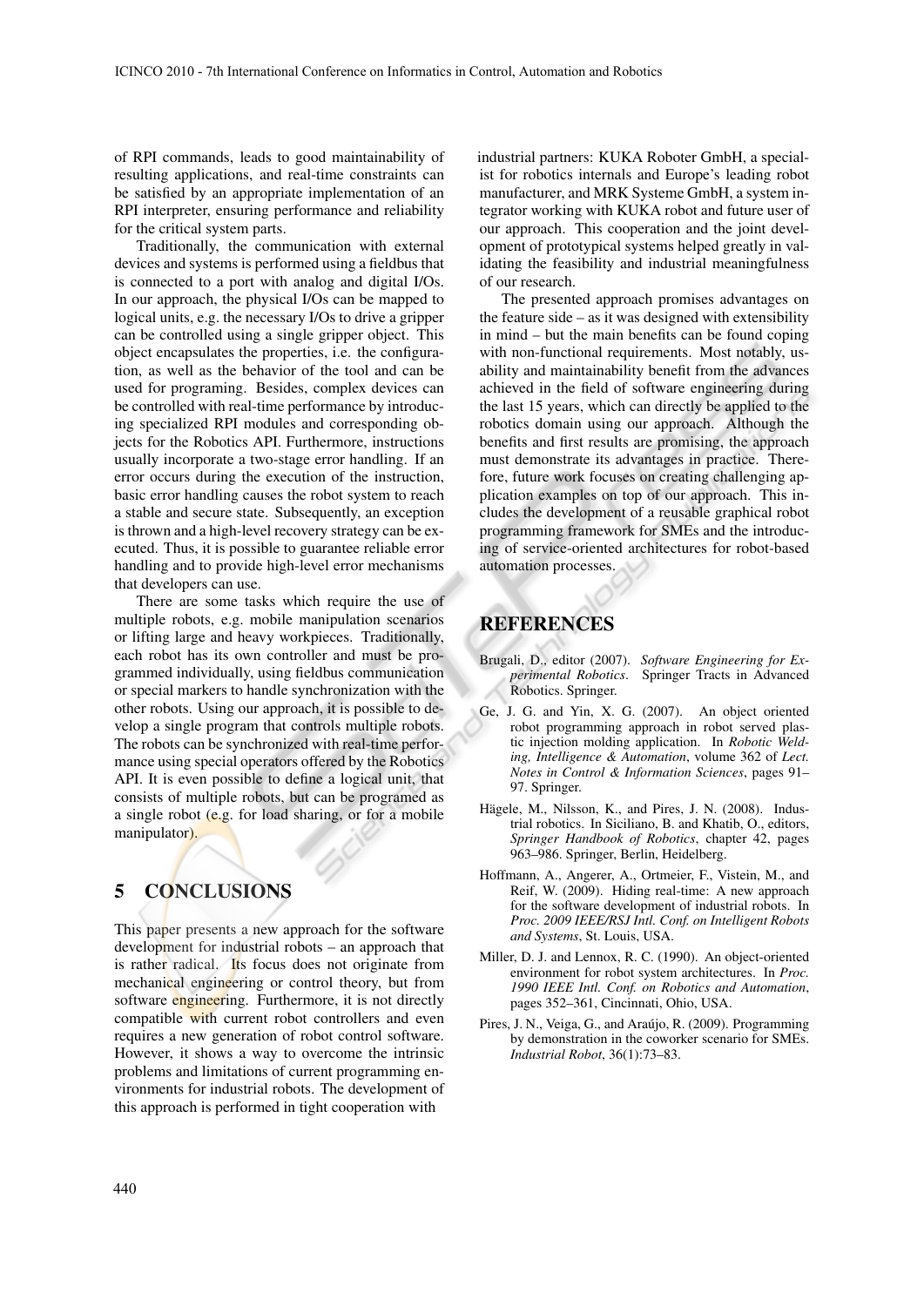of RPI commands, leads to good maintainability of resulting applications, and real-time constraints can be satisfied by an appropriate implementation of an RPI interpreter, ensuring performance and reliability for the critical system parts.

Traditionally, the communication with external devices and systems is performed using a fieldbus that is connected to a port with analog and digital I/Os. In our approach, the physical I/Os can be mapped to logical units, e.g. the necessary I/Os to drive a gripper can be controlled using a single gripper object. This object encapsulates the properties, i.e. the configuration, as well as the behavior of the tool and can be used for programing. Besides, complex devices can be controlled with real-time performance by introducing specialized RPI modules and corresponding objects for the Robotics API. Furthermore, instructions usually incorporate a two-stage error handling. If an error occurs during the execution of the instruction, basic error handling causes the robot system to reach a stable and secure state. Subsequently, an exception is thrown and a high-level recovery strategy can be executed. Thus, it is possible to guarantee reliable error handling and to provide high-level error mechanisms that developers can use.

There are some tasks which require the use of multiple robots, e.g. mobile manipulation scenarios or lifting large and heavy workpieces. Traditionally, each robot has its own controller and must be programmed individually, using fieldbus communication or special markers to handle synchronization with the other robots. Using our approach, it is possible to develop a single program that controls multiple robots. The robots can be synchronized with real-time performance using special operators offered by the Robotics API. It is even possible to define a logical unit, that consists of multiple robots, but can be programed as a single robot (e.g. for load sharing, or for a mobile manipulator).

## 5 CONCLUSIONS

This paper presents a new approach for the software development for industrial robots – an approach that is rather radical. Its focus does not originate from mechanical engineering or control theory, but from software engineering. Furthermore, it is not directly compatible with current robot controllers and even requires a new generation of robot control software. However, it shows a way to overcome the intrinsic problems and limitations of current programming environments for industrial robots. The development of this approach is performed in tight cooperation with industrial partners: KUKA Roboter GmbH, a specialist for robotics internals and Europe's leading robot manufacturer, and MRK Systeme GmbH, a system integrator working with KUKA robot and future user of our approach. This cooperation and the joint development of prototypical systems helped greatly in validating the feasibility and industrial meaningfulness of our research.

The presented approach promises advantages on the feature side – as it was designed with extensibility in mind – but the main benefits can be found coping with non-functional requirements. Most notably, usability and maintainability benefit from the advances achieved in the field of software engineering during the last 15 years, which can directly be applied to the robotics domain using our approach. Although the benefits and first results are promising, the approach must demonstrate its advantages in practice. Therefore, future work focuses on creating challenging application examples on top of our approach. This includes the development of a reusable graphical robot programming framework for SMEs and the introducing of service-oriented architectures for robot-based automation processes.

## REFERENCES

Brugali, D., editor (2007). *Software Engineering for Experimental Robotics*. Springer Tracts in Advanced Robotics. Springer.

Ge, J. G. and Yin, X. G. (2007). An object oriented robot programming approach in robot served plastic injection molding application. In *Robotic Welding, Intelligence & Automation*, volume 362 of *Lect. Notes in Control & Information Sciences*, pages 91–97. Springer.

Hägele, M., Nilsson, K., and Pires, J. N. (2008). Industrial robotics. In Siciliano, B. and Khatib, O., editors, *Springer Handbook of Robotics*, chapter 42, pages 963–986. Springer, Berlin, Heidelberg.

Hoffmann, A., Angerer, A., Ortmeier, F., Vistein, M., and Reif, W. (2009). Hiding real-time: A new approach for the software development of industrial robots. In *Proc. 2009 IEEE/RSJ Intl. Conf. on Intelligent Robots and Systems*, St. Louis, USA.

Miller, D. J. and Lennox, R. C. (1990). An object-oriented environment for robot system architectures. In *Proc. 1990 IEEE Intl. Conf. on Robotics and Automation*, pages 352–361, Cincinnati, Ohio, USA.

Pires, J. N., Veiga, G., and Araújo, R. (2009). Programming by demonstration in the coworker scenario for SMEs. *Industrial Robot*, 36(1):73–83.